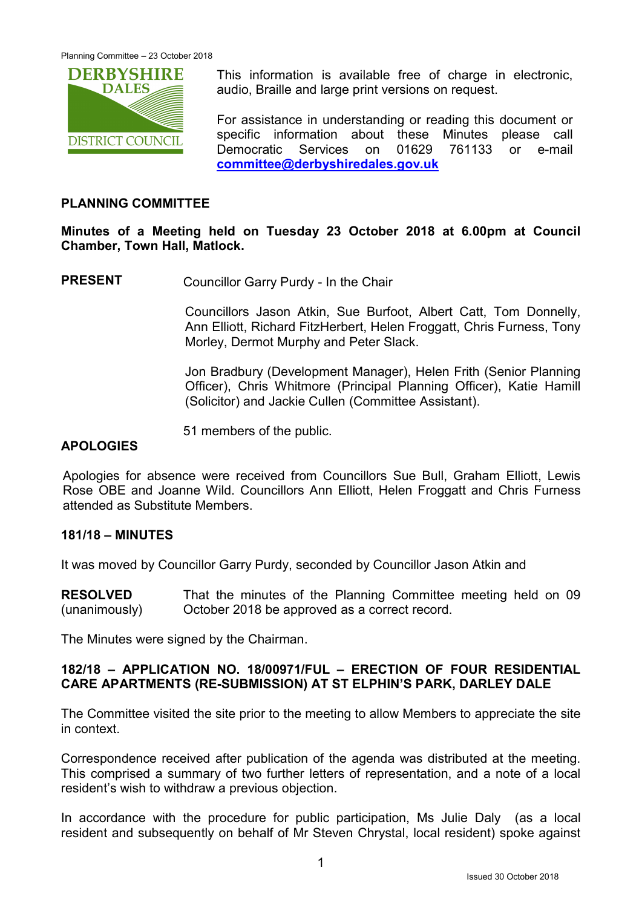This information is available free of charge in electronic, audio, Braille and large print versions on request.

For assistance in understanding or reading this document or specific information about these Minutes please call Democratic Services on 01629 761133 or e-mail **committee@derbyshiredales.gov.uk**

## PLANNING COMMITTEE

**Minutes of a Meeting held on Tuesday 23 October 2018 at 6.00pm at Council Chamber, Town Hall, Matlock.**

**PRESENT** Councillor Garry Purdy - In the Chair

Councillors Jason Atkin, Sue Burfoot, Albert Catt, Tom Donnelly, Ann Elliott, Richard FitzHerbert, Helen Froggatt, Chris Furness, Tony Morley, Dermot Murphy and Peter Slack.

Jon Bradbury (Development Manager), Helen Frith (Senior Planning Officer), Chris Whitmore (Principal Planning Officer), Katie Hamill (Solicitor) and Jackie Cullen (Committee Assistant).

51 members of the public.

**APOLOGIES**

Apologies for absence were received from Councillors Sue Bull, Graham Elliott, Lewis Rose OBE and Joanne Wild. Councillors Ann Elliott, Helen Froggatt and Chris Furness attended as Substitute Members.

### 181/18 – MINUTES

It was moved by Councillor Garry Purdy, seconded by Councillor Jason Atkin and

**RESOLVED** (unanimously) That the minutes of the Planning Committee meeting held on 09 October 2018 be approved as a correct record.

The Minutes were signed by the Chairman.

### 182/18 – APPLICATION NO. 18/00971/FUL – ERECTION OF FOUR RESIDENTIAL CARE APARTMENTS (RE-SUBMISSION) AT ST ELPHIN'S PARK, DARLEY DALE

The Committee visited the site prior to the meeting to allow Members to appreciate the site in context.

Correspondence received after publication of the agenda was distributed at the meeting. This comprised a summary of two further letters of representation, and a note of a local resident's wish to withdraw a previous objection.

In accordance with the procedure for public participation, Ms Julie Daly (as a local resident and subsequently on behalf of Mr Steven Chrystal, local resident) spoke against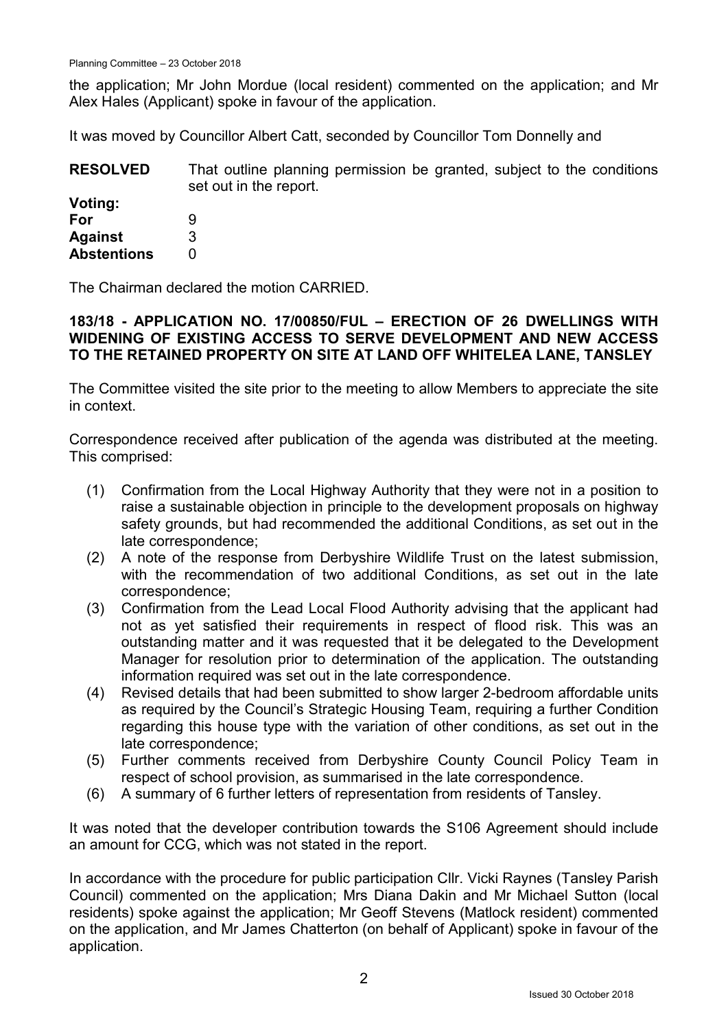the application; Mr John Mordue (local resident) commented on the application; and Mr Alex Hales (Applicant) spoke in favour of the application.

It was moved by Councillor Albert Catt, seconded by Councillor Tom Donnelly and

**RESOLVED** That outline planning permission be granted, subject to the conditions set out in the report.

**Voting:**

| | |
|---|---|
| **For** | 9 |
| **Against** | 3 |
| **Abstentions** | 0 |

The Chairman declared the motion CARRIED.

### 183/18 - APPLICATION NO. 17/00850/FUL – ERECTION OF 26 DWELLINGS WITH WIDENING OF EXISTING ACCESS TO SERVE DEVELOPMENT AND NEW ACCESS TO THE RETAINED PROPERTY ON SITE AT LAND OFF WHITELEA LANE, TANSLEY

The Committee visited the site prior to the meeting to allow Members to appreciate the site in context.

Correspondence received after publication of the agenda was distributed at the meeting. This comprised:

(1) Confirmation from the Local Highway Authority that they were not in a position to raise a sustainable objection in principle to the development proposals on highway safety grounds, but had recommended the additional Conditions, as set out in the late correspondence;
(2) A note of the response from Derbyshire Wildlife Trust on the latest submission, with the recommendation of two additional Conditions, as set out in the late correspondence;
(3) Confirmation from the Lead Local Flood Authority advising that the applicant had not as yet satisfied their requirements in respect of flood risk. This was an outstanding matter and it was requested that it be delegated to the Development Manager for resolution prior to determination of the application. The outstanding information required was set out in the late correspondence.
(4) Revised details that had been submitted to show larger 2-bedroom affordable units as required by the Council's Strategic Housing Team, requiring a further Condition regarding this house type with the variation of other conditions, as set out in the late correspondence;
(5) Further comments received from Derbyshire County Council Policy Team in respect of school provision, as summarised in the late correspondence.
(6) A summary of 6 further letters of representation from residents of Tansley.

It was noted that the developer contribution towards the S106 Agreement should include an amount for CCG, which was not stated in the report.

In accordance with the procedure for public participation Cllr. Vicki Raynes (Tansley Parish Council) commented on the application; Mrs Diana Dakin and Mr Michael Sutton (local residents) spoke against the application; Mr Geoff Stevens (Matlock resident) commented on the application, and Mr James Chatterton (on behalf of Applicant) spoke in favour of the application.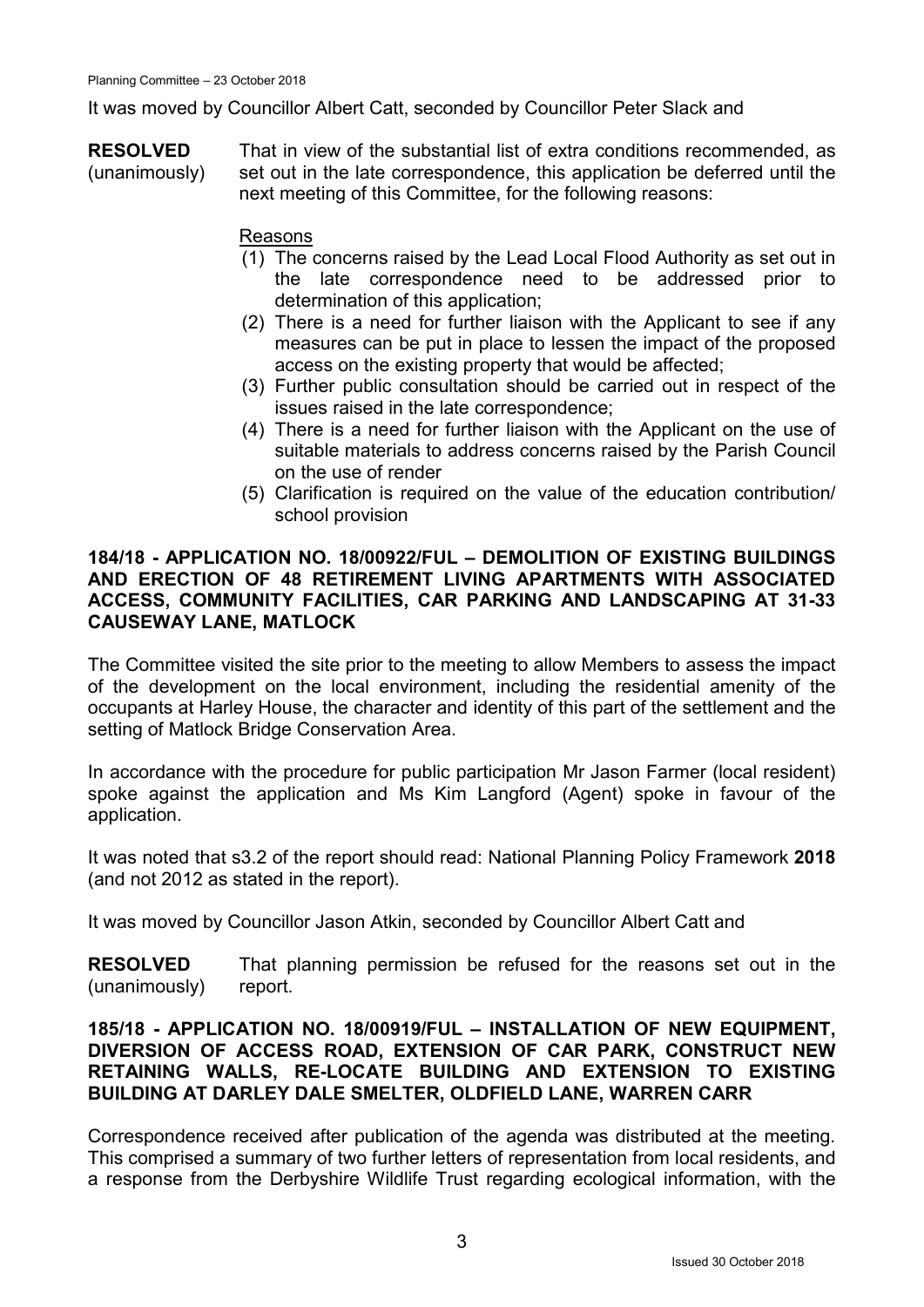It was moved by Councillor Albert Catt, seconded by Councillor Peter Slack and

**RESOLVED** (unanimously) That in view of the substantial list of extra conditions recommended, as set out in the late correspondence, this application be deferred until the next meeting of this Committee, for the following reasons:

Reasons

(1) The concerns raised by the Lead Local Flood Authority as set out in the late correspondence need to be addressed prior to determination of this application;
(2) There is a need for further liaison with the Applicant to see if any measures can be put in place to lessen the impact of the proposed access on the existing property that would be affected;
(3) Further public consultation should be carried out in respect of the issues raised in the late correspondence;
(4) There is a need for further liaison with the Applicant on the use of suitable materials to address concerns raised by the Parish Council on the use of render
(5) Clarification is required on the value of the education contribution/ school provision

**184/18 - APPLICATION NO. 18/00922/FUL – DEMOLITION OF EXISTING BUILDINGS AND ERECTION OF 48 RETIREMENT LIVING APARTMENTS WITH ASSOCIATED ACCESS, COMMUNITY FACILITIES, CAR PARKING AND LANDSCAPING AT 31-33 CAUSEWAY LANE, MATLOCK**

The Committee visited the site prior to the meeting to allow Members to assess the impact of the development on the local environment, including the residential amenity of the occupants at Harley House, the character and identity of this part of the settlement and the setting of Matlock Bridge Conservation Area.

In accordance with the procedure for public participation Mr Jason Farmer (local resident) spoke against the application and Ms Kim Langford (Agent) spoke in favour of the application.

It was noted that s3.2 of the report should read: National Planning Policy Framework **2018** (and not 2012 as stated in the report).

It was moved by Councillor Jason Atkin, seconded by Councillor Albert Catt and

**RESOLVED** (unanimously) That planning permission be refused for the reasons set out in the report.

**185/18 - APPLICATION NO. 18/00919/FUL – INSTALLATION OF NEW EQUIPMENT, DIVERSION OF ACCESS ROAD, EXTENSION OF CAR PARK, CONSTRUCT NEW RETAINING WALLS, RE-LOCATE BUILDING AND EXTENSION TO EXISTING BUILDING AT DARLEY DALE SMELTER, OLDFIELD LANE, WARREN CARR**

Correspondence received after publication of the agenda was distributed at the meeting. This comprised a summary of two further letters of representation from local residents, and a response from the Derbyshire Wildlife Trust regarding ecological information, with the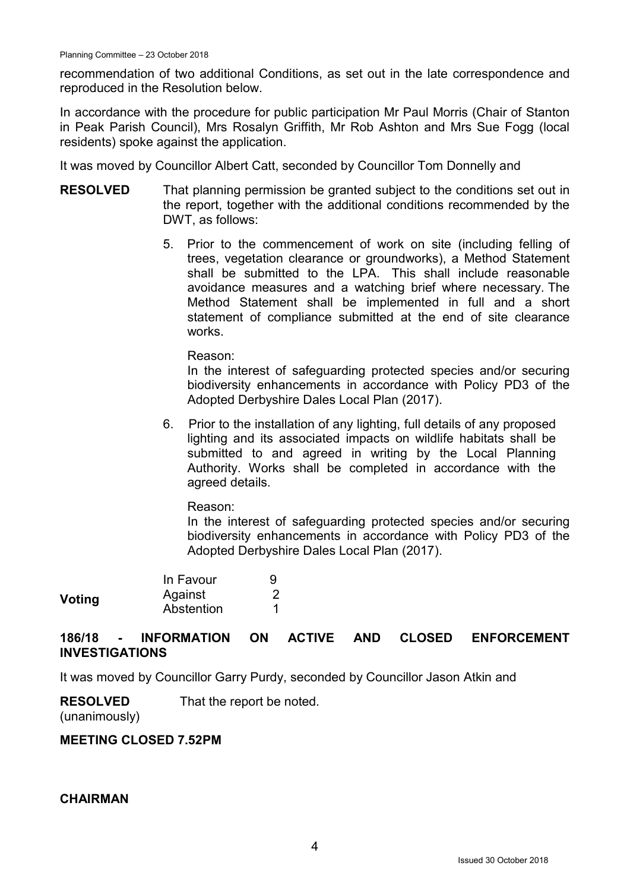recommendation of two additional Conditions, as set out in the late correspondence and reproduced in the Resolution below.

In accordance with the procedure for public participation Mr Paul Morris (Chair of Stanton in Peak Parish Council), Mrs Rosalyn Griffith, Mr Rob Ashton and Mrs Sue Fogg (local residents) spoke against the application.

It was moved by Councillor Albert Catt, seconded by Councillor Tom Donnelly and

**RESOLVED** That planning permission be granted subject to the conditions set out in the report, together with the additional conditions recommended by the DWT, as follows:

5. Prior to the commencement of work on site (including felling of trees, vegetation clearance or groundworks), a Method Statement shall be submitted to the LPA. This shall include reasonable avoidance measures and a watching brief where necessary. The Method Statement shall be implemented in full and a short statement of compliance submitted at the end of site clearance works.

   Reason:
   In the interest of safeguarding protected species and/or securing biodiversity enhancements in accordance with Policy PD3 of the Adopted Derbyshire Dales Local Plan (2017).

6. Prior to the installation of any lighting, full details of any proposed lighting and its associated impacts on wildlife habitats shall be submitted to and agreed in writing by the Local Planning Authority. Works shall be completed in accordance with the agreed details.

   Reason:
   In the interest of safeguarding protected species and/or securing biodiversity enhancements in accordance with Policy PD3 of the Adopted Derbyshire Dales Local Plan (2017).

| | | |
|---|---|---|
| **Voting** | In Favour | 9 |
| | Against | 2 |
| | Abstention | 1 |

## 186/18 - INFORMATION ON ACTIVE AND CLOSED ENFORCEMENT INVESTIGATIONS

It was moved by Councillor Garry Purdy, seconded by Councillor Jason Atkin and

**RESOLVED** (unanimously) That the report be noted.

**MEETING CLOSED 7.52PM**

**CHAIRMAN**